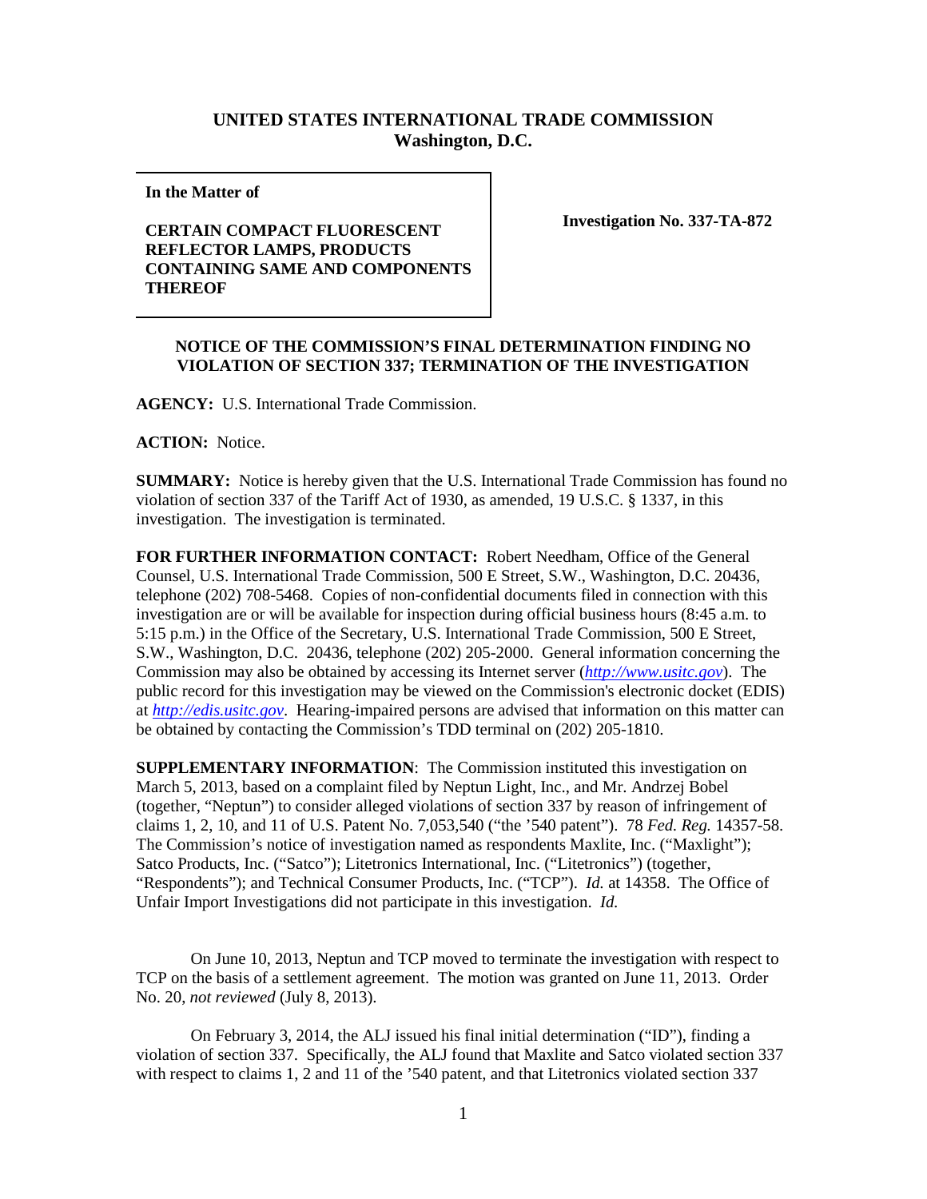# UNITED STATES INTERNATIONAL TRADE COMMISSION
## Washington, D.C.

**In the Matter of**

**CERTAIN COMPACT FLUORESCENT REFLECTOR LAMPS, PRODUCTS CONTAINING SAME AND COMPONENTS THEREOF**

**Investigation No. 337-TA-872**

### NOTICE OF THE COMMISSION'S FINAL DETERMINATION FINDING NO VIOLATION OF SECTION 337; TERMINATION OF THE INVESTIGATION

**AGENCY:** U.S. International Trade Commission.

**ACTION:** Notice.

**SUMMARY:** Notice is hereby given that the U.S. International Trade Commission has found no violation of section 337 of the Tariff Act of 1930, as amended, 19 U.S.C. § 1337, in this investigation. The investigation is terminated.

**FOR FURTHER INFORMATION CONTACT:** Robert Needham, Office of the General Counsel, U.S. International Trade Commission, 500 E Street, S.W., Washington, D.C. 20436, telephone (202) 708-5468. Copies of non-confidential documents filed in connection with this investigation are or will be available for inspection during official business hours (8:45 a.m. to 5:15 p.m.) in the Office of the Secretary, U.S. International Trade Commission, 500 E Street, S.W., Washington, D.C. 20436, telephone (202) 205-2000. General information concerning the Commission may also be obtained by accessing its Internet server (*http://www.usitc.gov*). The public record for this investigation may be viewed on the Commission's electronic docket (EDIS) at *http://edis.usitc.gov*. Hearing-impaired persons are advised that information on this matter can be obtained by contacting the Commission's TDD terminal on (202) 205-1810.

**SUPPLEMENTARY INFORMATION**: The Commission instituted this investigation on March 5, 2013, based on a complaint filed by Neptun Light, Inc., and Mr. Andrzej Bobel (together, "Neptun") to consider alleged violations of section 337 by reason of infringement of claims 1, 2, 10, and 11 of U.S. Patent No. 7,053,540 ("the '540 patent"). 78 *Fed. Reg.* 14357-58. The Commission's notice of investigation named as respondents Maxlite, Inc. ("Maxlight"); Satco Products, Inc. ("Satco"); Litetronics International, Inc. ("Litetronics") (together, "Respondents"); and Technical Consumer Products, Inc. ("TCP"). *Id.* at 14358. The Office of Unfair Import Investigations did not participate in this investigation. *Id.*

On June 10, 2013, Neptun and TCP moved to terminate the investigation with respect to TCP on the basis of a settlement agreement. The motion was granted on June 11, 2013. Order No. 20, *not reviewed* (July 8, 2013).

On February 3, 2014, the ALJ issued his final initial determination ("ID"), finding a violation of section 337. Specifically, the ALJ found that Maxlite and Satco violated section 337 with respect to claims 1, 2 and 11 of the '540 patent, and that Litetronics violated section 337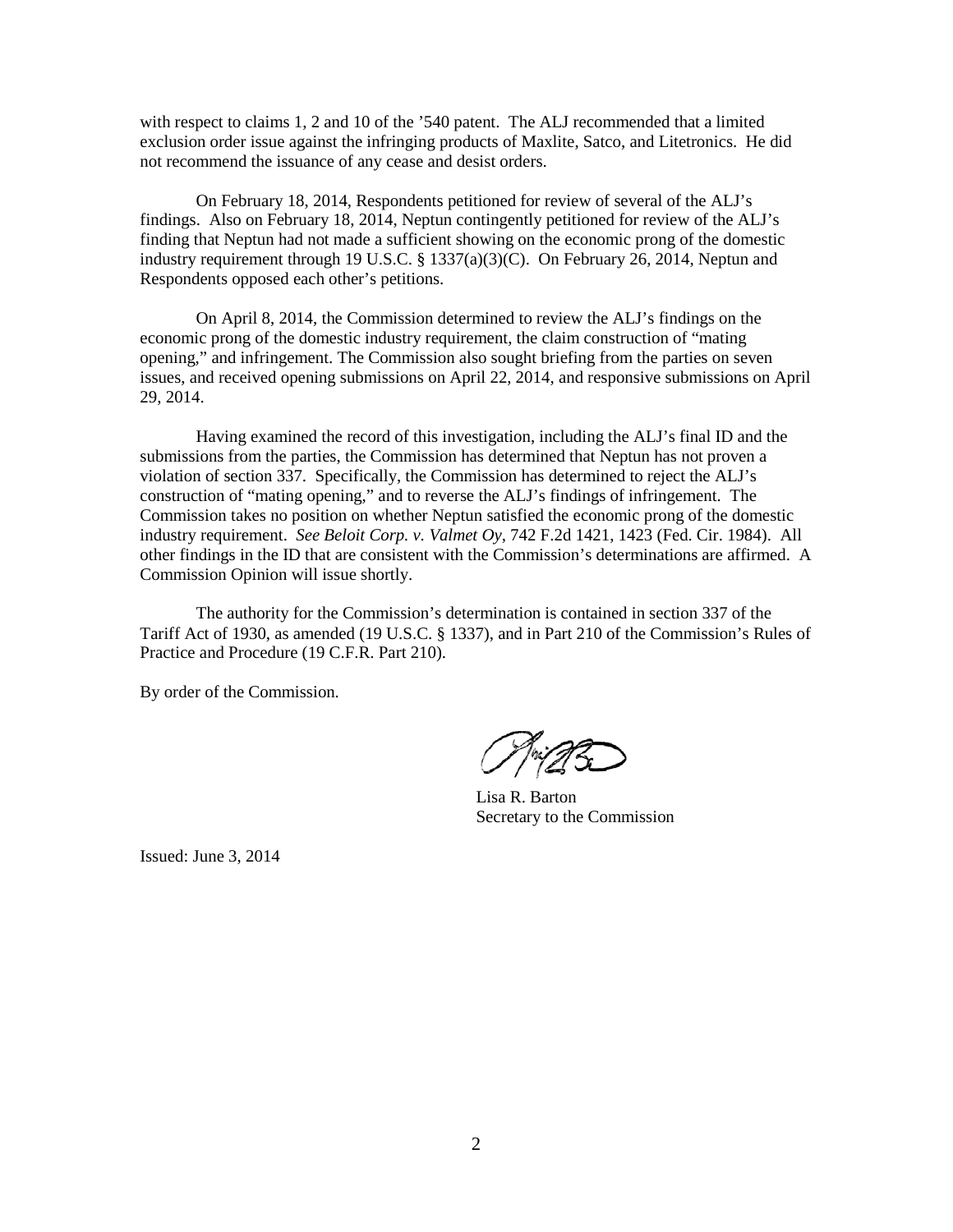with respect to claims 1, 2 and 10 of the ’540 patent. The ALJ recommended that a limited exclusion order issue against the infringing products of Maxlite, Satco, and Litetronics. He did not recommend the issuance of any cease and desist orders.

On February 18, 2014, Respondents petitioned for review of several of the ALJ’s findings. Also on February 18, 2014, Neptun contingently petitioned for review of the ALJ’s finding that Neptun had not made a sufficient showing on the economic prong of the domestic industry requirement through 19 U.S.C. § 1337(a)(3)(C). On February 26, 2014, Neptun and Respondents opposed each other’s petitions.

On April 8, 2014, the Commission determined to review the ALJ’s findings on the economic prong of the domestic industry requirement, the claim construction of “mating opening,” and infringement. The Commission also sought briefing from the parties on seven issues, and received opening submissions on April 22, 2014, and responsive submissions on April 29, 2014.

Having examined the record of this investigation, including the ALJ’s final ID and the submissions from the parties, the Commission has determined that Neptun has not proven a violation of section 337. Specifically, the Commission has determined to reject the ALJ’s construction of “mating opening,” and to reverse the ALJ’s findings of infringement. The Commission takes no position on whether Neptun satisfied the economic prong of the domestic industry requirement. *See Beloit Corp. v. Valmet Oy*, 742 F.2d 1421, 1423 (Fed. Cir. 1984). All other findings in the ID that are consistent with the Commission’s determinations are affirmed. A Commission Opinion will issue shortly.

The authority for the Commission’s determination is contained in section 337 of the Tariff Act of 1930, as amended (19 U.S.C. § 1337), and in Part 210 of the Commission’s Rules of Practice and Procedure (19 C.F.R. Part 210).

By order of the Commission.

Lisa R. Barton
Secretary to the Commission

Issued: June 3, 2014